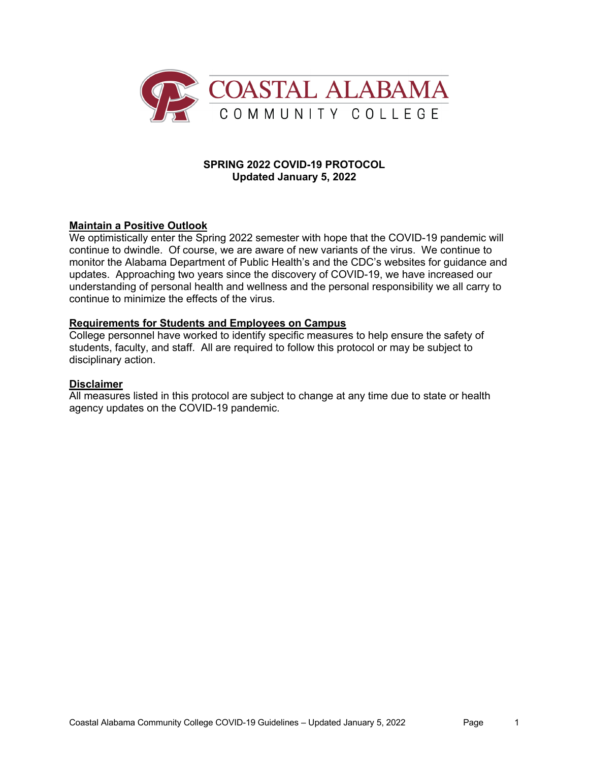COASTAL ALABAMA
COMMUNITY COLLEGE

# SPRING 2022 COVID-19 PROTOCOL
**Updated January 5, 2022**

## Maintain a Positive Outlook

We optimistically enter the Spring 2022 semester with hope that the COVID-19 pandemic will continue to dwindle. Of course, we are aware of new variants of the virus. We continue to monitor the Alabama Department of Public Health's and the CDC's websites for guidance and updates. Approaching two years since the discovery of COVID-19, we have increased our understanding of personal health and wellness and the personal responsibility we all carry to continue to minimize the effects of the virus.

## Requirements for Students and Employees on Campus

College personnel have worked to identify specific measures to help ensure the safety of students, faculty, and staff. All are required to follow this protocol or may be subject to disciplinary action.

## Disclaimer

All measures listed in this protocol are subject to change at any time due to state or health agency updates on the COVID-19 pandemic.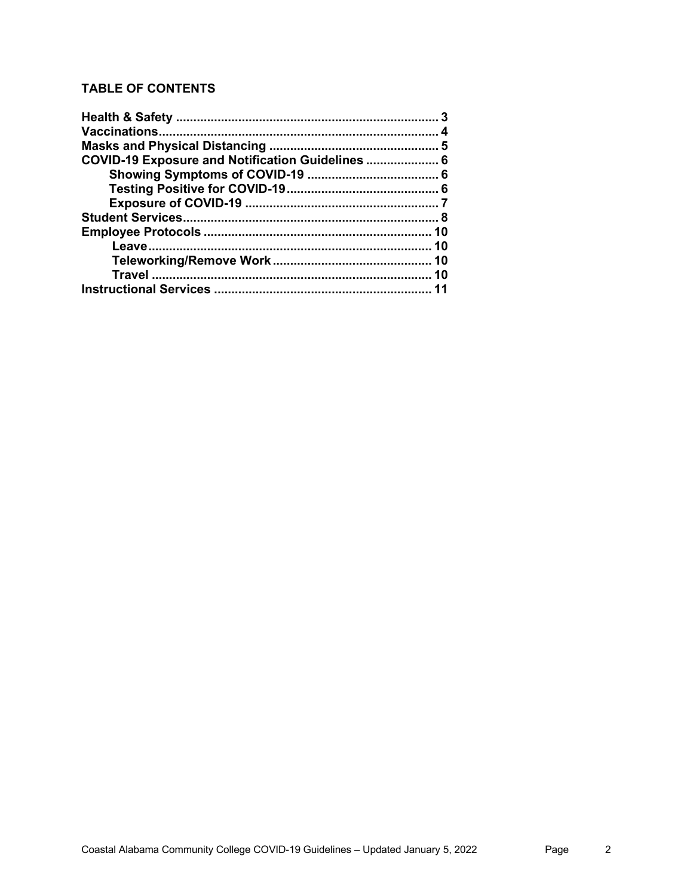**TABLE OF CONTENTS**

**Health & Safety** .......................................................................... 3
**Vaccinations**................................................................................ 4
**Masks and Physical Distancing** ................................................ 5
**COVID-19 Exposure and Notification Guidelines** ..................... 6
- **Showing Symptoms of COVID-19** ..................................... 6
- **Testing Positive for COVID-19**........................................... 6
- **Exposure of COVID-19** ....................................................... 7

**Student Services**........................................................................ 8
**Employee Protocols** ................................................................. 10
- **Leave**................................................................................. 10
- **Teleworking/Remove Work**............................................. 10
- **Travel** ................................................................................ 10

**Instructional Services** .............................................................. 11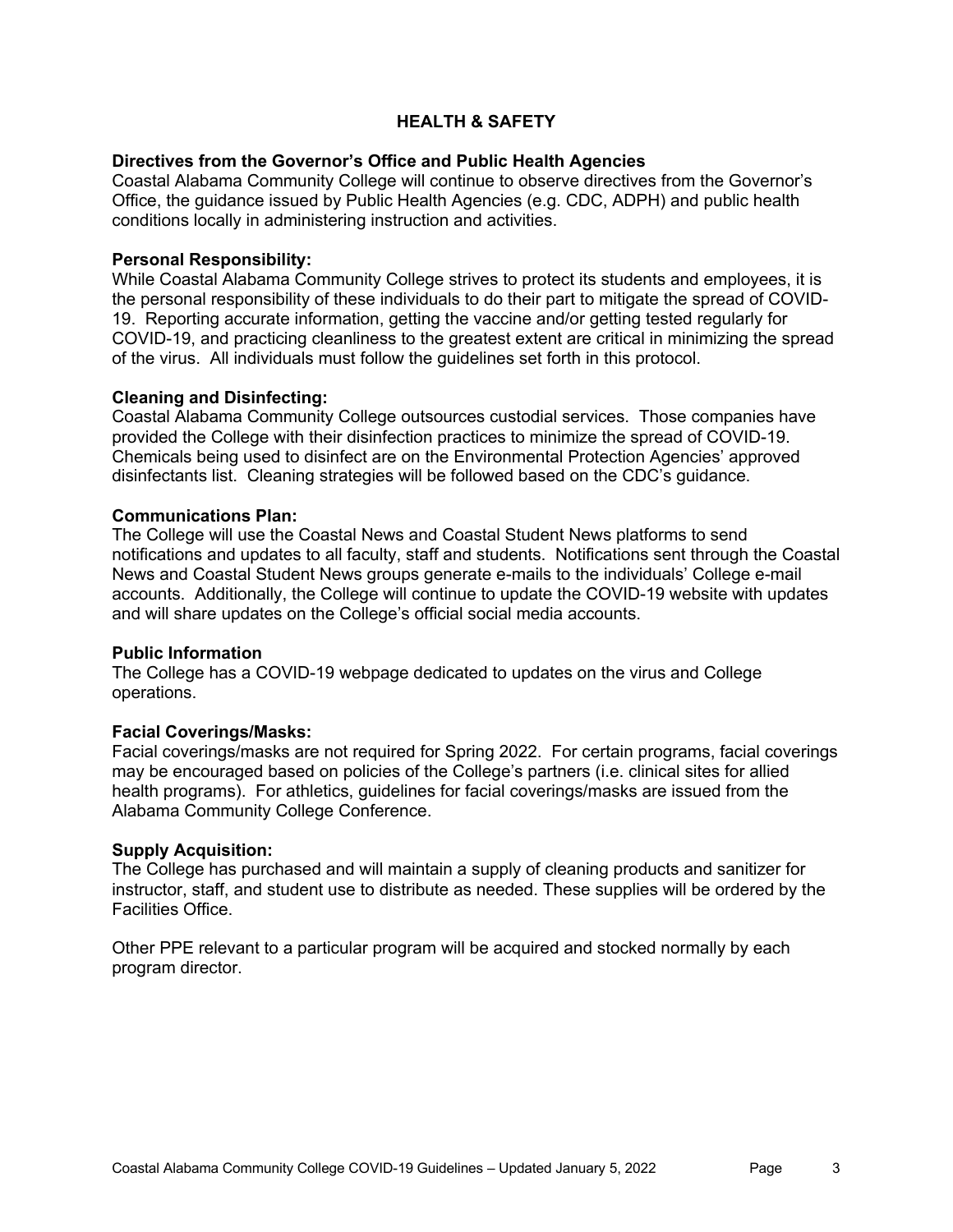## HEALTH & SAFETY

**Directives from the Governor's Office and Public Health Agencies**

Coastal Alabama Community College will continue to observe directives from the Governor's Office, the guidance issued by Public Health Agencies (e.g. CDC, ADPH) and public health conditions locally in administering instruction and activities.

**Personal Responsibility:**

While Coastal Alabama Community College strives to protect its students and employees, it is the personal responsibility of these individuals to do their part to mitigate the spread of COVID-19. Reporting accurate information, getting the vaccine and/or getting tested regularly for COVID-19, and practicing cleanliness to the greatest extent are critical in minimizing the spread of the virus. All individuals must follow the guidelines set forth in this protocol.

**Cleaning and Disinfecting:**

Coastal Alabama Community College outsources custodial services. Those companies have provided the College with their disinfection practices to minimize the spread of COVID-19. Chemicals being used to disinfect are on the Environmental Protection Agencies' approved disinfectants list. Cleaning strategies will be followed based on the CDC's guidance.

**Communications Plan:**

The College will use the Coastal News and Coastal Student News platforms to send notifications and updates to all faculty, staff and students. Notifications sent through the Coastal News and Coastal Student News groups generate e-mails to the individuals' College e-mail accounts. Additionally, the College will continue to update the COVID-19 website with updates and will share updates on the College's official social media accounts.

**Public Information**

The College has a COVID-19 webpage dedicated to updates on the virus and College operations.

**Facial Coverings/Masks:**

Facial coverings/masks are not required for Spring 2022. For certain programs, facial coverings may be encouraged based on policies of the College's partners (i.e. clinical sites for allied health programs). For athletics, guidelines for facial coverings/masks are issued from the Alabama Community College Conference.

**Supply Acquisition:**

The College has purchased and will maintain a supply of cleaning products and sanitizer for instructor, staff, and student use to distribute as needed. These supplies will be ordered by the Facilities Office.

Other PPE relevant to a particular program will be acquired and stocked normally by each program director.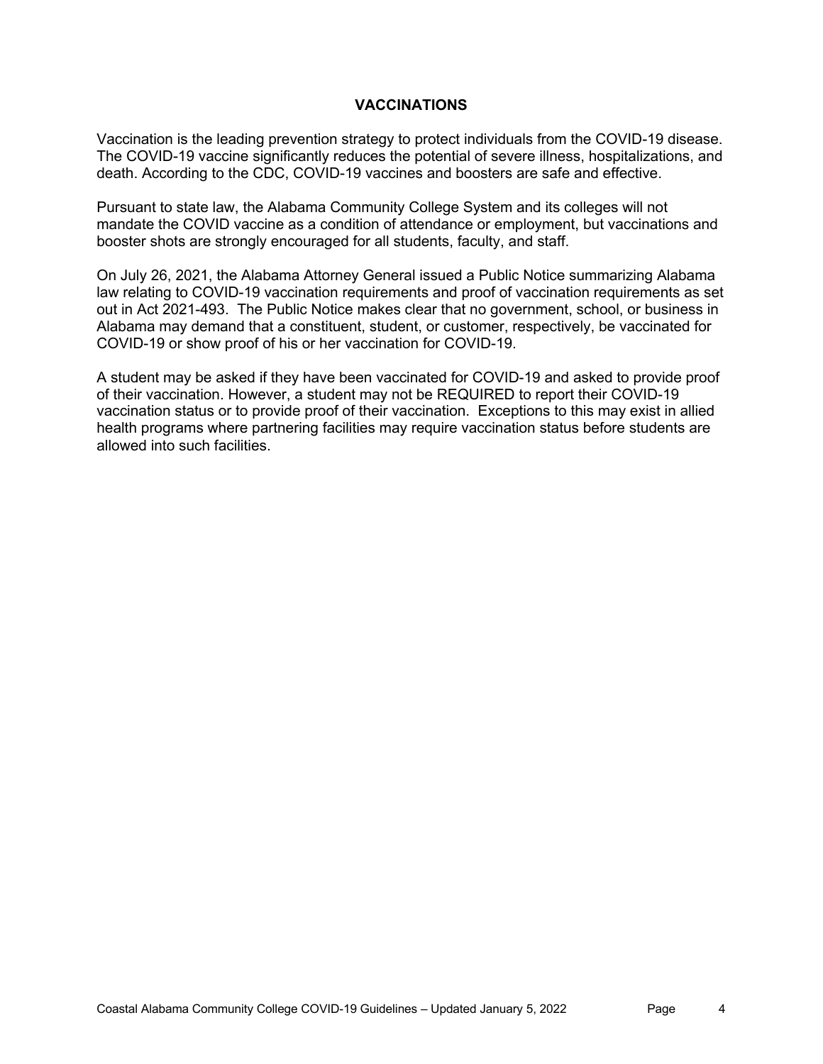## VACCINATIONS

Vaccination is the leading prevention strategy to protect individuals from the COVID-19 disease. The COVID-19 vaccine significantly reduces the potential of severe illness, hospitalizations, and death. According to the CDC, COVID-19 vaccines and boosters are safe and effective.

Pursuant to state law, the Alabama Community College System and its colleges will not mandate the COVID vaccine as a condition of attendance or employment, but vaccinations and booster shots are strongly encouraged for all students, faculty, and staff.

On July 26, 2021, the Alabama Attorney General issued a Public Notice summarizing Alabama law relating to COVID-19 vaccination requirements and proof of vaccination requirements as set out in Act 2021-493. The Public Notice makes clear that no government, school, or business in Alabama may demand that a constituent, student, or customer, respectively, be vaccinated for COVID-19 or show proof of his or her vaccination for COVID-19.

A student may be asked if they have been vaccinated for COVID-19 and asked to provide proof of their vaccination. However, a student may not be REQUIRED to report their COVID-19 vaccination status or to provide proof of their vaccination. Exceptions to this may exist in allied health programs where partnering facilities may require vaccination status before students are allowed into such facilities.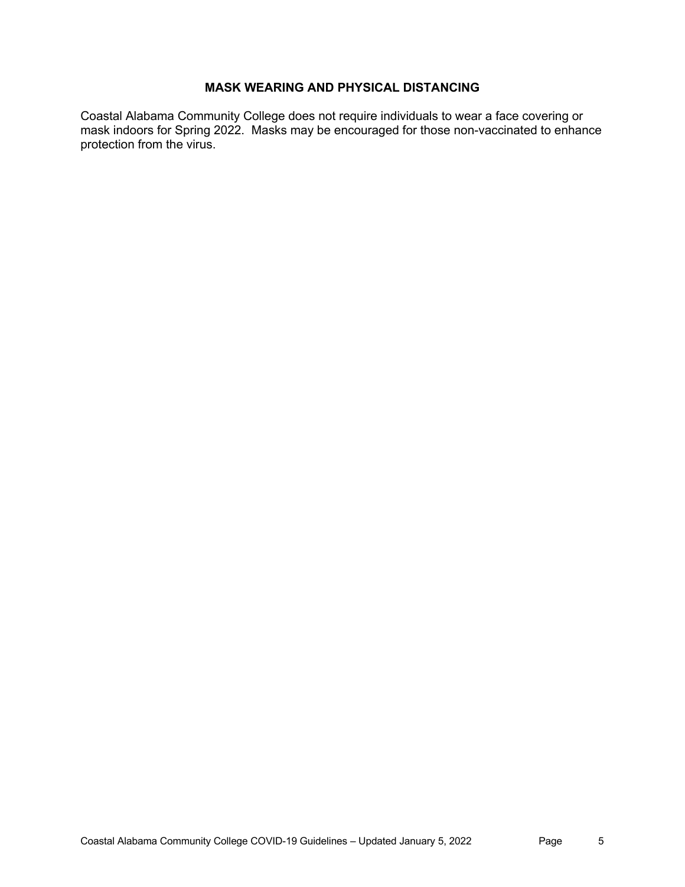## MASK WEARING AND PHYSICAL DISTANCING

Coastal Alabama Community College does not require individuals to wear a face covering or mask indoors for Spring 2022. Masks may be encouraged for those non-vaccinated to enhance protection from the virus.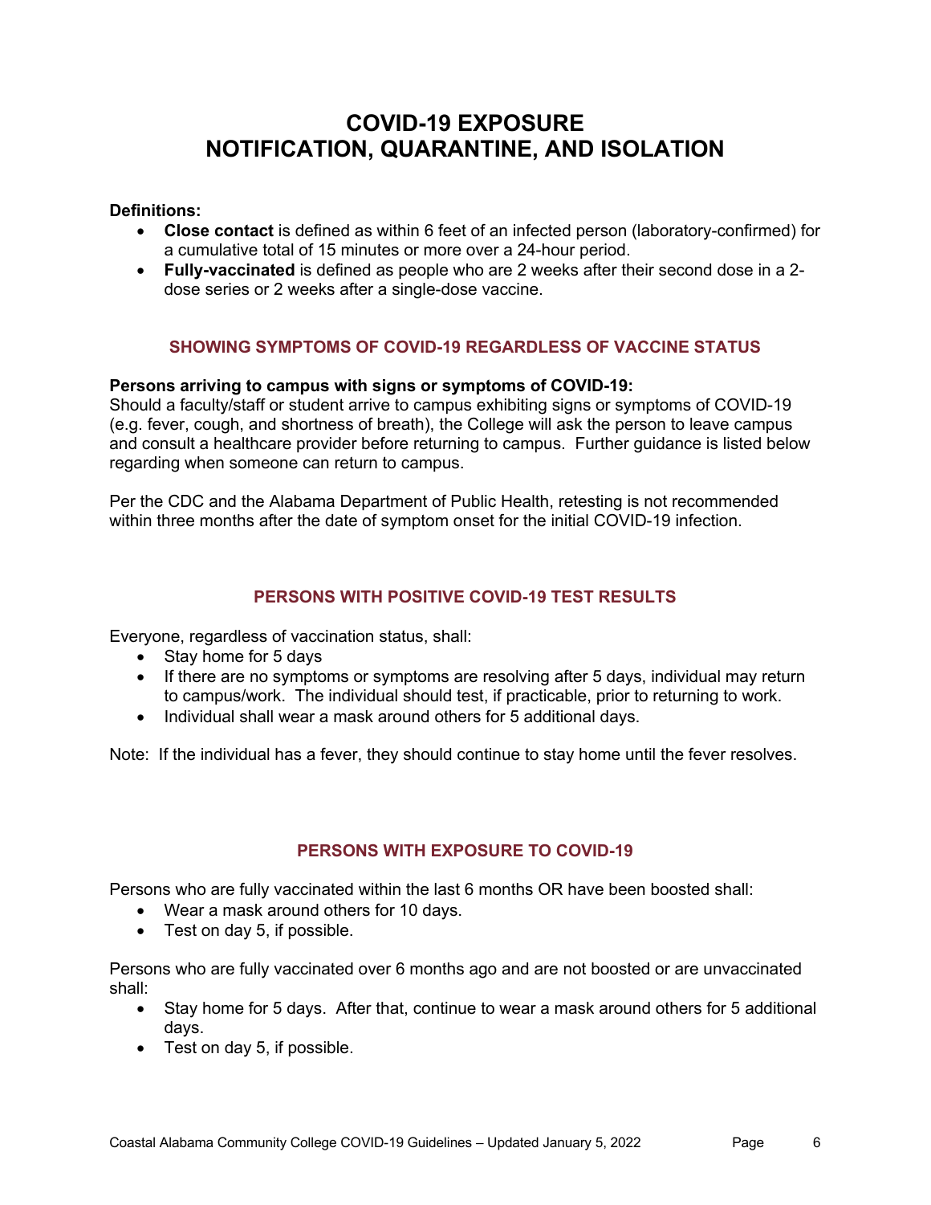# COVID-19 EXPOSURE NOTIFICATION, QUARANTINE, AND ISOLATION

**Definitions:**

- **Close contact** is defined as within 6 feet of an infected person (laboratory-confirmed) for a cumulative total of 15 minutes or more over a 24-hour period.
- **Fully-vaccinated** is defined as people who are 2 weeks after their second dose in a 2-dose series or 2 weeks after a single-dose vaccine.

## SHOWING SYMPTOMS OF COVID-19 REGARDLESS OF VACCINE STATUS

**Persons arriving to campus with signs or symptoms of COVID-19:**
Should a faculty/staff or student arrive to campus exhibiting signs or symptoms of COVID-19 (e.g. fever, cough, and shortness of breath), the College will ask the person to leave campus and consult a healthcare provider before returning to campus. Further guidance is listed below regarding when someone can return to campus.

Per the CDC and the Alabama Department of Public Health, retesting is not recommended within three months after the date of symptom onset for the initial COVID-19 infection.

## PERSONS WITH POSITIVE COVID-19 TEST RESULTS

Everyone, regardless of vaccination status, shall:

- Stay home for 5 days
- If there are no symptoms or symptoms are resolving after 5 days, individual may return to campus/work. The individual should test, if practicable, prior to returning to work.
- Individual shall wear a mask around others for 5 additional days.

Note: If the individual has a fever, they should continue to stay home until the fever resolves.

## PERSONS WITH EXPOSURE TO COVID-19

Persons who are fully vaccinated within the last 6 months OR have been boosted shall:

- Wear a mask around others for 10 days.
- Test on day 5, if possible.

Persons who are fully vaccinated over 6 months ago and are not boosted or are unvaccinated shall:

- Stay home for 5 days. After that, continue to wear a mask around others for 5 additional days.
- Test on day 5, if possible.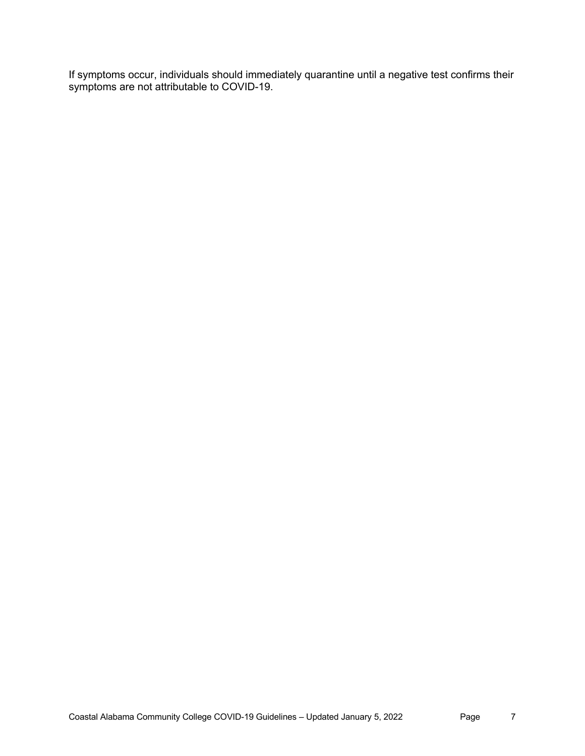If symptoms occur, individuals should immediately quarantine until a negative test confirms their symptoms are not attributable to COVID-19.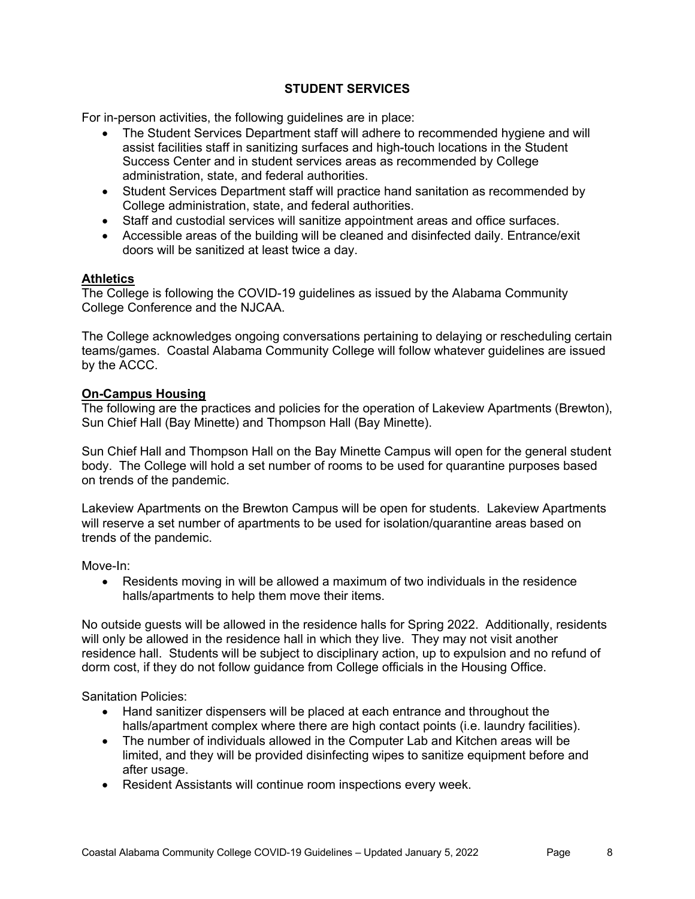## STUDENT SERVICES

For in-person activities, the following guidelines are in place:

- The Student Services Department staff will adhere to recommended hygiene and will assist facilities staff in sanitizing surfaces and high-touch locations in the Student Success Center and in student services areas as recommended by College administration, state, and federal authorities.
- Student Services Department staff will practice hand sanitation as recommended by College administration, state, and federal authorities.
- Staff and custodial services will sanitize appointment areas and office surfaces.
- Accessible areas of the building will be cleaned and disinfected daily. Entrance/exit doors will be sanitized at least twice a day.

### Athletics

The College is following the COVID-19 guidelines as issued by the Alabama Community College Conference and the NJCAA.

The College acknowledges ongoing conversations pertaining to delaying or rescheduling certain teams/games. Coastal Alabama Community College will follow whatever guidelines are issued by the ACCC.

### On-Campus Housing

The following are the practices and policies for the operation of Lakeview Apartments (Brewton), Sun Chief Hall (Bay Minette) and Thompson Hall (Bay Minette).

Sun Chief Hall and Thompson Hall on the Bay Minette Campus will open for the general student body. The College will hold a set number of rooms to be used for quarantine purposes based on trends of the pandemic.

Lakeview Apartments on the Brewton Campus will be open for students. Lakeview Apartments will reserve a set number of apartments to be used for isolation/quarantine areas based on trends of the pandemic.

Move-In:

- Residents moving in will be allowed a maximum of two individuals in the residence halls/apartments to help them move their items.

No outside guests will be allowed in the residence halls for Spring 2022. Additionally, residents will only be allowed in the residence hall in which they live. They may not visit another residence hall. Students will be subject to disciplinary action, up to expulsion and no refund of dorm cost, if they do not follow guidance from College officials in the Housing Office.

Sanitation Policies:

- Hand sanitizer dispensers will be placed at each entrance and throughout the halls/apartment complex where there are high contact points (i.e. laundry facilities).
- The number of individuals allowed in the Computer Lab and Kitchen areas will be limited, and they will be provided disinfecting wipes to sanitize equipment before and after usage.
- Resident Assistants will continue room inspections every week.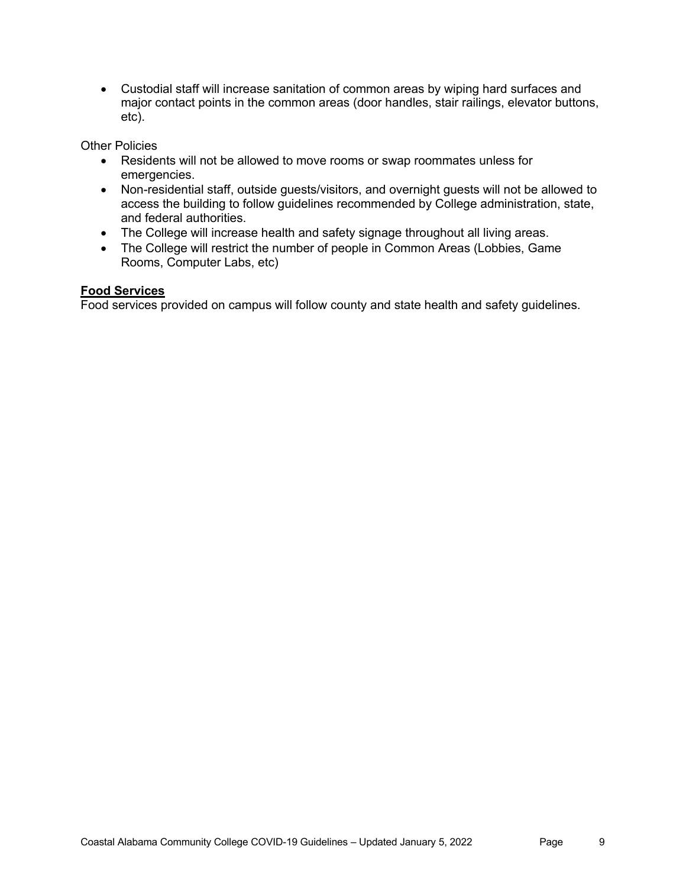- Custodial staff will increase sanitation of common areas by wiping hard surfaces and major contact points in the common areas (door handles, stair railings, elevator buttons, etc).

Other Policies

- Residents will not be allowed to move rooms or swap roommates unless for emergencies.
- Non-residential staff, outside guests/visitors, and overnight guests will not be allowed to access the building to follow guidelines recommended by College administration, state, and federal authorities.
- The College will increase health and safety signage throughout all living areas.
- The College will restrict the number of people in Common Areas (Lobbies, Game Rooms, Computer Labs, etc)

**Food Services**

Food services provided on campus will follow county and state health and safety guidelines.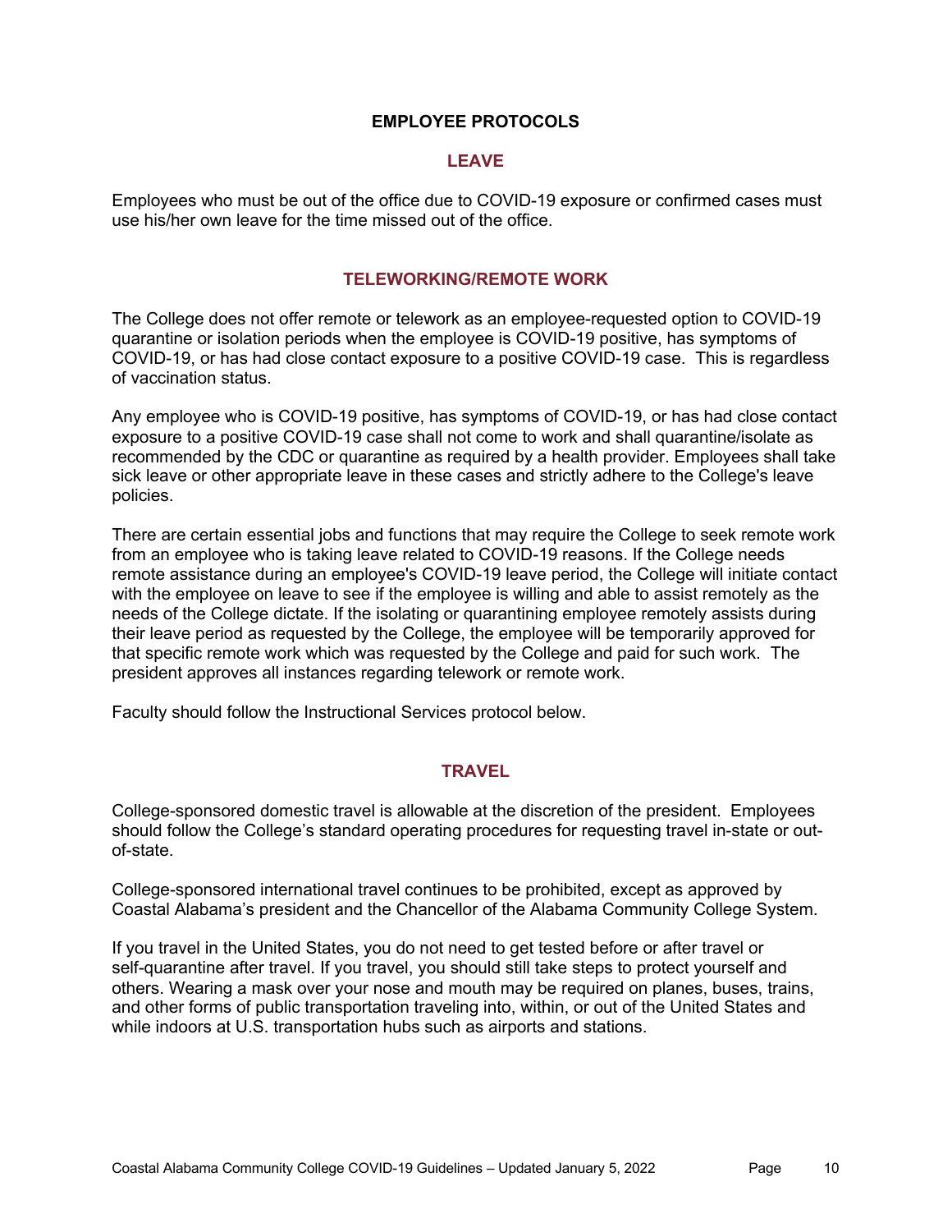## EMPLOYEE PROTOCOLS

### LEAVE

Employees who must be out of the office due to COVID-19 exposure or confirmed cases must use his/her own leave for the time missed out of the office.

### TELEWORKING/REMOTE WORK

The College does not offer remote or telework as an employee-requested option to COVID-19 quarantine or isolation periods when the employee is COVID-19 positive, has symptoms of COVID-19, or has had close contact exposure to a positive COVID-19 case. This is regardless of vaccination status.

Any employee who is COVID-19 positive, has symptoms of COVID-19, or has had close contact exposure to a positive COVID-19 case shall not come to work and shall quarantine/isolate as recommended by the CDC or quarantine as required by a health provider. Employees shall take sick leave or other appropriate leave in these cases and strictly adhere to the College's leave policies.

There are certain essential jobs and functions that may require the College to seek remote work from an employee who is taking leave related to COVID-19 reasons. If the College needs remote assistance during an employee's COVID-19 leave period, the College will initiate contact with the employee on leave to see if the employee is willing and able to assist remotely as the needs of the College dictate. If the isolating or quarantining employee remotely assists during their leave period as requested by the College, the employee will be temporarily approved for that specific remote work which was requested by the College and paid for such work. The president approves all instances regarding telework or remote work.

Faculty should follow the Instructional Services protocol below.

### TRAVEL

College-sponsored domestic travel is allowable at the discretion of the president. Employees should follow the College's standard operating procedures for requesting travel in-state or out-of-state.

College-sponsored international travel continues to be prohibited, except as approved by Coastal Alabama's president and the Chancellor of the Alabama Community College System.

If you travel in the United States, you do not need to get tested before or after travel or self-quarantine after travel. If you travel, you should still take steps to protect yourself and others. Wearing a mask over your nose and mouth may be required on planes, buses, trains, and other forms of public transportation traveling into, within, or out of the United States and while indoors at U.S. transportation hubs such as airports and stations.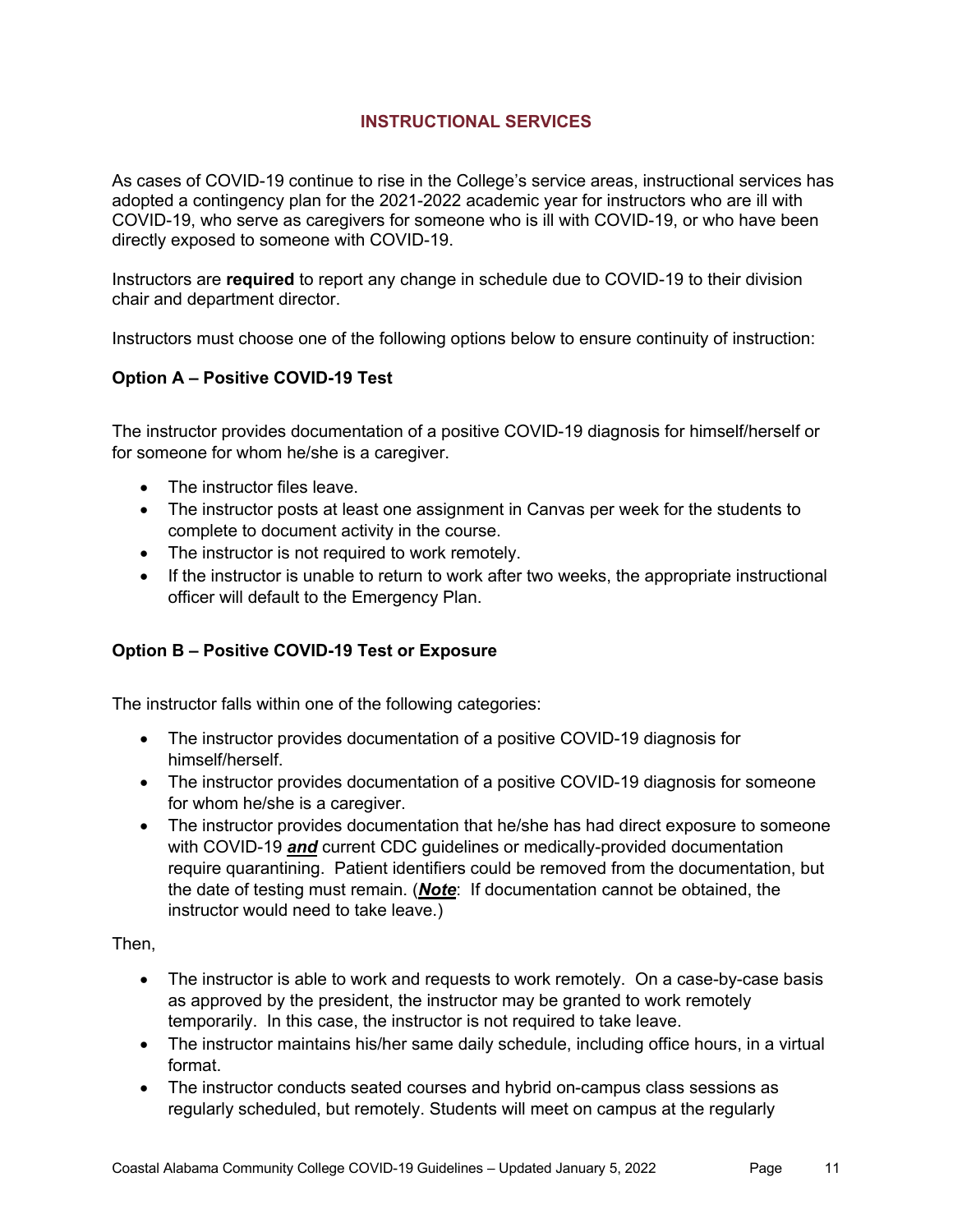## INSTRUCTIONAL SERVICES

As cases of COVID-19 continue to rise in the College's service areas, instructional services has adopted a contingency plan for the 2021-2022 academic year for instructors who are ill with COVID-19, who serve as caregivers for someone who is ill with COVID-19, or who have been directly exposed to someone with COVID-19.

Instructors are **required** to report any change in schedule due to COVID-19 to their division chair and department director.

Instructors must choose one of the following options below to ensure continuity of instruction:

### Option A – Positive COVID-19 Test

The instructor provides documentation of a positive COVID-19 diagnosis for himself/herself or for someone for whom he/she is a caregiver.

- The instructor files leave.
- The instructor posts at least one assignment in Canvas per week for the students to complete to document activity in the course.
- The instructor is not required to work remotely.
- If the instructor is unable to return to work after two weeks, the appropriate instructional officer will default to the Emergency Plan.

### Option B – Positive COVID-19 Test or Exposure

The instructor falls within one of the following categories:

- The instructor provides documentation of a positive COVID-19 diagnosis for himself/herself.
- The instructor provides documentation of a positive COVID-19 diagnosis for someone for whom he/she is a caregiver.
- The instructor provides documentation that he/she has had direct exposure to someone with COVID-19 ***and*** current CDC guidelines or medically-provided documentation require quarantining. Patient identifiers could be removed from the documentation, but the date of testing must remain. (***Note***: If documentation cannot be obtained, the instructor would need to take leave.)

Then,

- The instructor is able to work and requests to work remotely. On a case-by-case basis as approved by the president, the instructor may be granted to work remotely temporarily. In this case, the instructor is not required to take leave.
- The instructor maintains his/her same daily schedule, including office hours, in a virtual format.
- The instructor conducts seated courses and hybrid on-campus class sessions as regularly scheduled, but remotely. Students will meet on campus at the regularly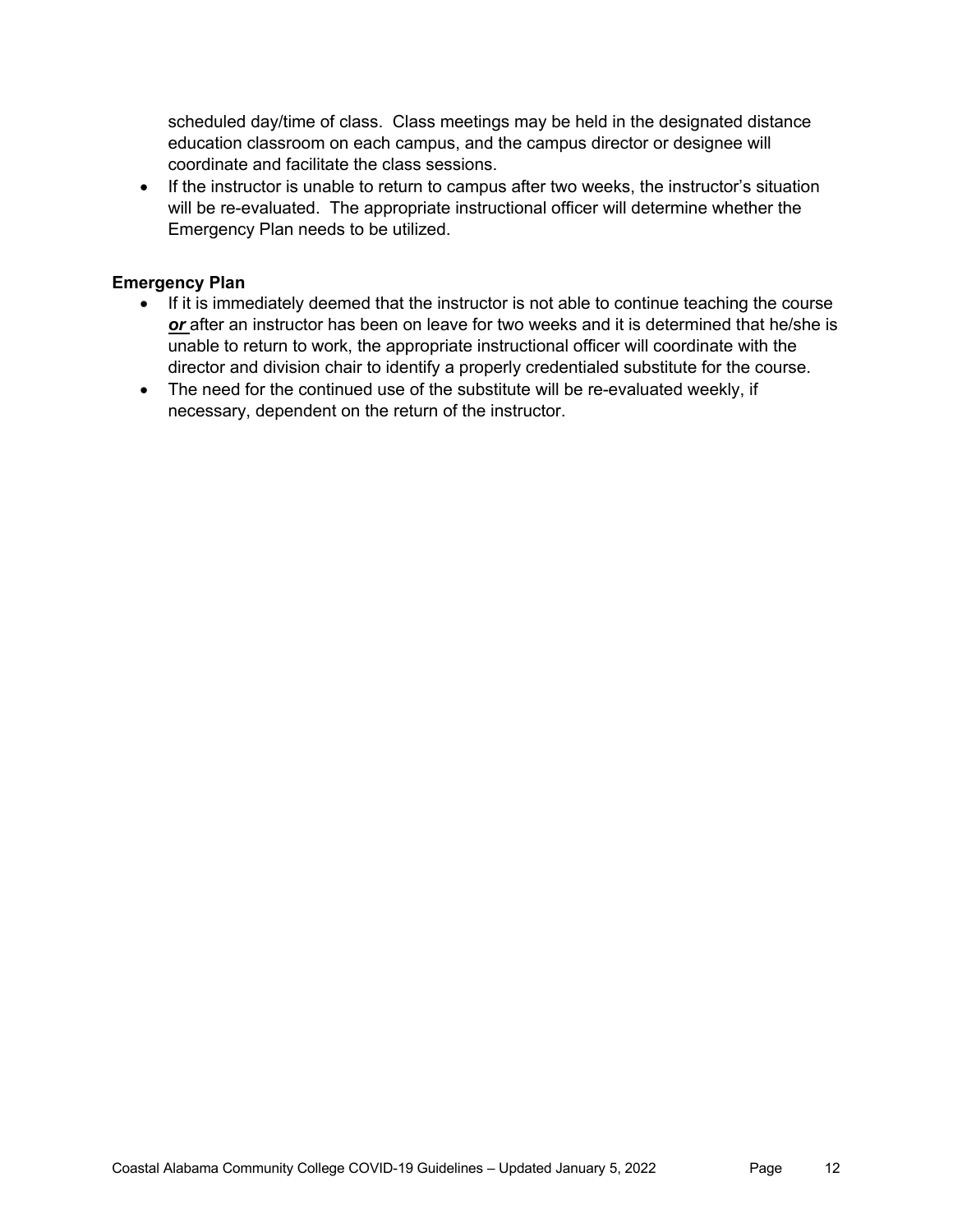scheduled day/time of class. Class meetings may be held in the designated distance education classroom on each campus, and the campus director or designee will coordinate and facilitate the class sessions.

- If the instructor is unable to return to campus after two weeks, the instructor's situation will be re-evaluated. The appropriate instructional officer will determine whether the Emergency Plan needs to be utilized.

**Emergency Plan**

- If it is immediately deemed that the instructor is not able to continue teaching the course ***or*** after an instructor has been on leave for two weeks and it is determined that he/she is unable to return to work, the appropriate instructional officer will coordinate with the director and division chair to identify a properly credentialed substitute for the course.
- The need for the continued use of the substitute will be re-evaluated weekly, if necessary, dependent on the return of the instructor.